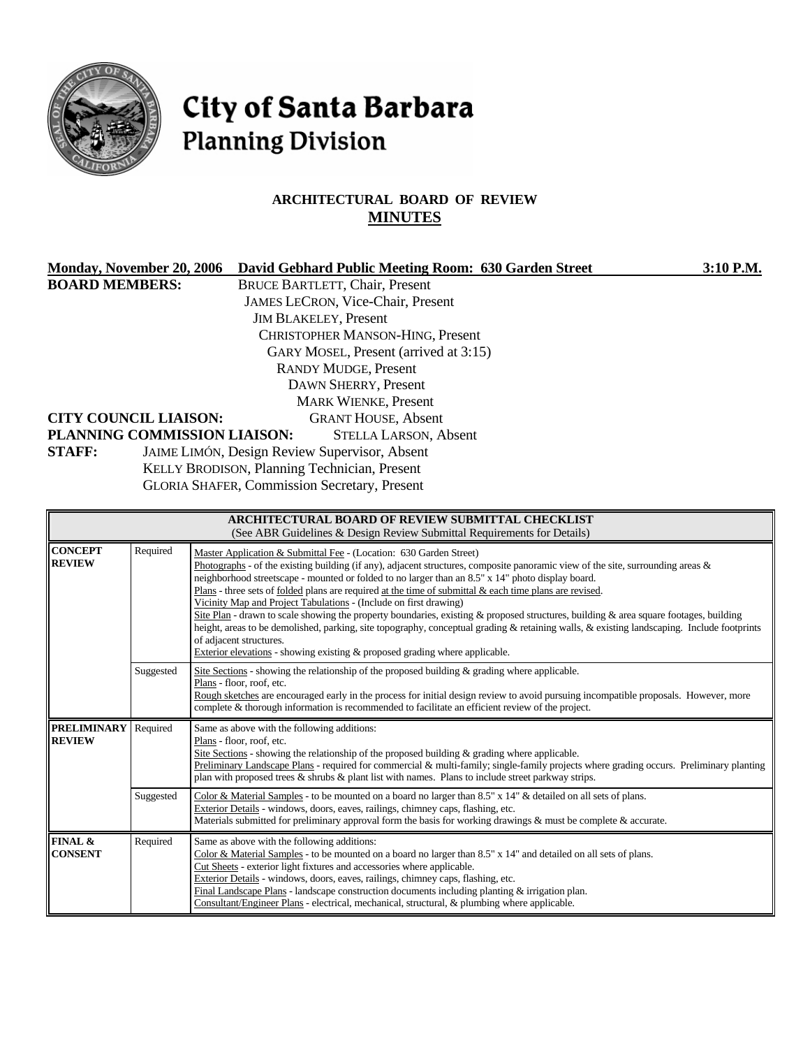# City of Santa Barbara
## Planning Division

### ARCHITECTURAL BOARD OF REVIEW
### MINUTES

**Monday, November 20, 2006 David Gebhard Public Meeting Room: 630 Garden Street 3:10 P.M.**

**BOARD MEMBERS:**
BRUCE BARTLETT, Chair, Present
JAMES LECRON, Vice-Chair, Present
JIM BLAKELEY, Present
CHRISTOPHER MANSON-HING, Present
GARY MOSEL, Present (arrived at 3:15)
RANDY MUDGE, Present
DAWN SHERRY, Present
MARK WIENKE, Present

**CITY COUNCIL LIAISON:** GRANT HOUSE, Absent

**PLANNING COMMISSION LIAISON:** STELLA LARSON, Absent

**STAFF:**
JAIME LIMÓN, Design Review Supervisor, Absent
KELLY BRODISON, Planning Technician, Present
GLORIA SHAFER, Commission Secretary, Present

| ARCHITECTURAL BOARD OF REVIEW SUBMITTAL CHECKLIST (See ABR Guidelines & Design Review Submittal Requirements for Details) | | |
|---|---|---|
| **CONCEPT REVIEW** | Required | Master Application & Submittal Fee - (Location: 630 Garden Street)<br>Photographs - of the existing building (if any), adjacent structures, composite panoramic view of the site, surrounding areas & neighborhood streetscape - mounted or folded to no larger than an 8.5" x 14" photo display board.<br>Plans - three sets of folded plans are required at the time of submittal & each time plans are revised.<br>Vicinity Map and Project Tabulations - (Include on first drawing)<br>Site Plan - drawn to scale showing the property boundaries, existing & proposed structures, building & area square footages, building height, areas to be demolished, parking, site topography, conceptual grading & retaining walls, & existing landscaping. Include footprints of adjacent structures.<br>Exterior elevations - showing existing & proposed grading where applicable. |
| | Suggested | Site Sections - showing the relationship of the proposed building & grading where applicable.<br>Plans - floor, roof, etc.<br>Rough sketches are encouraged early in the process for initial design review to avoid pursuing incompatible proposals. However, more complete & thorough information is recommended to facilitate an efficient review of the project. |
| **PRELIMINARY REVIEW** | Required | Same as above with the following additions:<br>Plans - floor, roof, etc.<br>Site Sections - showing the relationship of the proposed building & grading where applicable.<br>Preliminary Landscape Plans - required for commercial & multi-family; single-family projects where grading occurs. Preliminary planting plan with proposed trees & shrubs & plant list with names. Plans to include street parkway strips. |
| | Suggested | Color & Material Samples - to be mounted on a board no larger than 8.5" x 14" & detailed on all sets of plans.<br>Exterior Details - windows, doors, eaves, railings, chimney caps, flashing, etc.<br>Materials submitted for preliminary approval form the basis for working drawings & must be complete & accurate. |
| **FINAL & CONSENT** | Required | Same as above with the following additions:<br>Color & Material Samples - to be mounted on a board no larger than 8.5" x 14" and detailed on all sets of plans.<br>Cut Sheets - exterior light fixtures and accessories where applicable.<br>Exterior Details - windows, doors, eaves, railings, chimney caps, flashing, etc.<br>Final Landscape Plans - landscape construction documents including planting & irrigation plan.<br>Consultant/Engineer Plans - electrical, mechanical, structural, & plumbing where applicable. |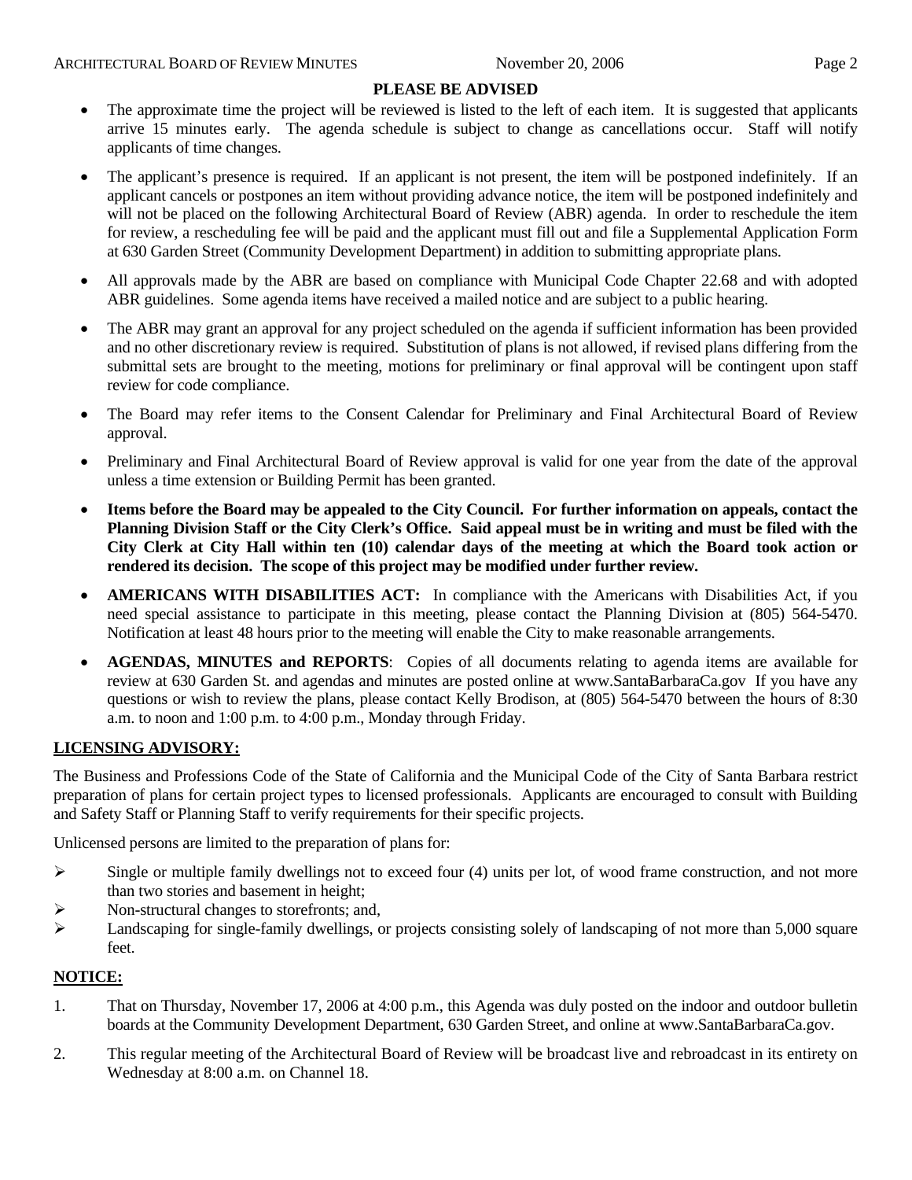**PLEASE BE ADVISED**

- The approximate time the project will be reviewed is listed to the left of each item. It is suggested that applicants arrive 15 minutes early. The agenda schedule is subject to change as cancellations occur. Staff will notify applicants of time changes.
- The applicant's presence is required. If an applicant is not present, the item will be postponed indefinitely. If an applicant cancels or postpones an item without providing advance notice, the item will be postponed indefinitely and will not be placed on the following Architectural Board of Review (ABR) agenda. In order to reschedule the item for review, a rescheduling fee will be paid and the applicant must fill out and file a Supplemental Application Form at 630 Garden Street (Community Development Department) in addition to submitting appropriate plans.
- All approvals made by the ABR are based on compliance with Municipal Code Chapter 22.68 and with adopted ABR guidelines. Some agenda items have received a mailed notice and are subject to a public hearing.
- The ABR may grant an approval for any project scheduled on the agenda if sufficient information has been provided and no other discretionary review is required. Substitution of plans is not allowed, if revised plans differing from the submittal sets are brought to the meeting, motions for preliminary or final approval will be contingent upon staff review for code compliance.
- The Board may refer items to the Consent Calendar for Preliminary and Final Architectural Board of Review approval.
- Preliminary and Final Architectural Board of Review approval is valid for one year from the date of the approval unless a time extension or Building Permit has been granted.
- **Items before the Board may be appealed to the City Council. For further information on appeals, contact the Planning Division Staff or the City Clerk's Office. Said appeal must be in writing and must be filed with the City Clerk at City Hall within ten (10) calendar days of the meeting at which the Board took action or rendered its decision. The scope of this project may be modified under further review.**
- **AMERICANS WITH DISABILITIES ACT:** In compliance with the Americans with Disabilities Act, if you need special assistance to participate in this meeting, please contact the Planning Division at (805) 564-5470. Notification at least 48 hours prior to the meeting will enable the City to make reasonable arrangements.
- **AGENDAS, MINUTES and REPORTS**: Copies of all documents relating to agenda items are available for review at 630 Garden St. and agendas and minutes are posted online at www.SantaBarbaraCa.gov If you have any questions or wish to review the plans, please contact Kelly Brodison, at (805) 564-5470 between the hours of 8:30 a.m. to noon and 1:00 p.m. to 4:00 p.m., Monday through Friday.

**LICENSING ADVISORY:**

The Business and Professions Code of the State of California and the Municipal Code of the City of Santa Barbara restrict preparation of plans for certain project types to licensed professionals. Applicants are encouraged to consult with Building and Safety Staff or Planning Staff to verify requirements for their specific projects.

Unlicensed persons are limited to the preparation of plans for:

- Single or multiple family dwellings not to exceed four (4) units per lot, of wood frame construction, and not more than two stories and basement in height;
- Non-structural changes to storefronts; and,
- Landscaping for single-family dwellings, or projects consisting solely of landscaping of not more than 5,000 square feet.

**NOTICE:**

1. That on Thursday, November 17, 2006 at 4:00 p.m., this Agenda was duly posted on the indoor and outdoor bulletin boards at the Community Development Department, 630 Garden Street, and online at www.SantaBarbaraCa.gov.
2. This regular meeting of the Architectural Board of Review will be broadcast live and rebroadcast in its entirety on Wednesday at 8:00 a.m. on Channel 18.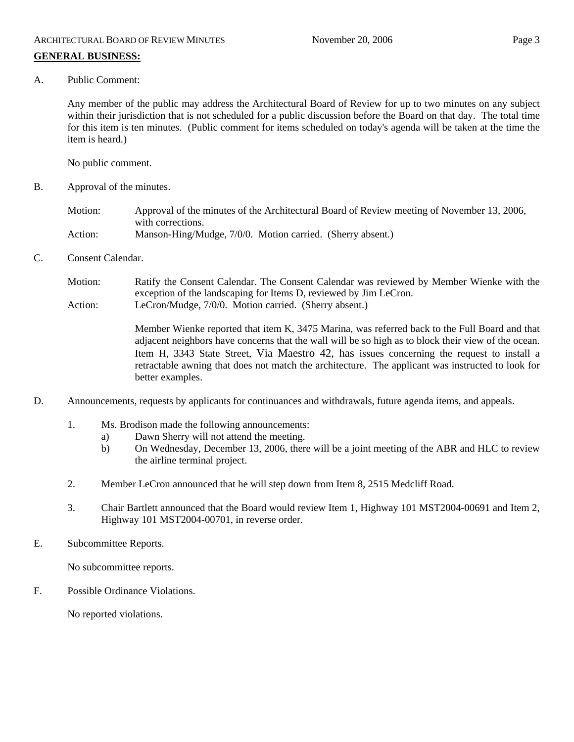**GENERAL BUSINESS:**

A. Public Comment:

Any member of the public may address the Architectural Board of Review for up to two minutes on any subject within their jurisdiction that is not scheduled for a public discussion before the Board on that day. The total time for this item is ten minutes. (Public comment for items scheduled on today's agenda will be taken at the time the item is heard.)

No public comment.

B. Approval of the minutes.

Motion: Approval of the minutes of the Architectural Board of Review meeting of November 13, 2006, with corrections.
Action: Manson-Hing/Mudge, 7/0/0. Motion carried. (Sherry absent.)

C. Consent Calendar.

Motion: Ratify the Consent Calendar. The Consent Calendar was reviewed by Member Wienke with the exception of the landscaping for Items D, reviewed by Jim LeCron.
Action: LeCron/Mudge, 7/0/0. Motion carried. (Sherry absent.)

Member Wienke reported that item K, 3475 Marina, was referred back to the Full Board and that adjacent neighbors have concerns that the wall will be so high as to block their view of the ocean. Item H, 3343 State Street, Via Maestro 42, has issues concerning the request to install a retractable awning that does not match the architecture. The applicant was instructed to look for better examples.

D. Announcements, requests by applicants for continuances and withdrawals, future agenda items, and appeals.

1. Ms. Brodison made the following announcements:
   a) Dawn Sherry will not attend the meeting.
   b) On Wednesday, December 13, 2006, there will be a joint meeting of the ABR and HLC to review the airline terminal project.

2. Member LeCron announced that he will step down from Item 8, 2515 Medcliff Road.

3. Chair Bartlett announced that the Board would review Item 1, Highway 101 MST2004-00691 and Item 2, Highway 101 MST2004-00701, in reverse order.

E. Subcommittee Reports.

No subcommittee reports.

F. Possible Ordinance Violations.

No reported violations.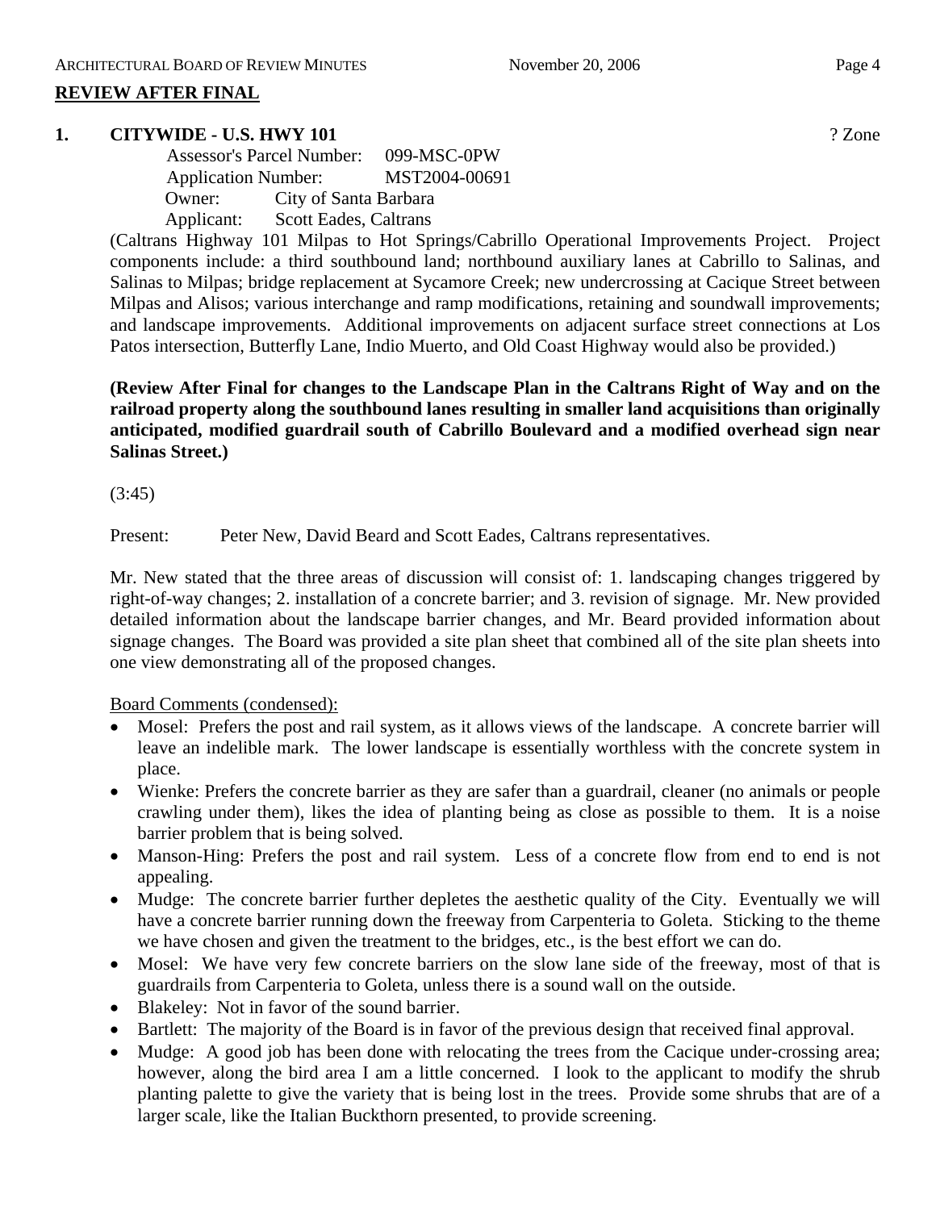## REVIEW AFTER FINAL

**1. CITYWIDE - U.S. HWY 101** ? Zone

Assessor's Parcel Number: 099-MSC-0PW
Application Number: MST2004-00691
Owner: City of Santa Barbara
Applicant: Scott Eades, Caltrans

(Caltrans Highway 101 Milpas to Hot Springs/Cabrillo Operational Improvements Project. Project components include: a third southbound land; northbound auxiliary lanes at Cabrillo to Salinas, and Salinas to Milpas; bridge replacement at Sycamore Creek; new undercrossing at Cacique Street between Milpas and Alisos; various interchange and ramp modifications, retaining and soundwall improvements; and landscape improvements. Additional improvements on adjacent surface street connections at Los Patos intersection, Butterfly Lane, Indio Muerto, and Old Coast Highway would also be provided.)

**(Review After Final for changes to the Landscape Plan in the Caltrans Right of Way and on the railroad property along the southbound lanes resulting in smaller land acquisitions than originally anticipated, modified guardrail south of Cabrillo Boulevard and a modified overhead sign near Salinas Street.)**

(3:45)

Present: Peter New, David Beard and Scott Eades, Caltrans representatives.

Mr. New stated that the three areas of discussion will consist of: 1. landscaping changes triggered by right-of-way changes; 2. installation of a concrete barrier; and 3. revision of signage. Mr. New provided detailed information about the landscape barrier changes, and Mr. Beard provided information about signage changes. The Board was provided a site plan sheet that combined all of the site plan sheets into one view demonstrating all of the proposed changes.

Board Comments (condensed):

- Mosel: Prefers the post and rail system, as it allows views of the landscape. A concrete barrier will leave an indelible mark. The lower landscape is essentially worthless with the concrete system in place.
- Wienke: Prefers the concrete barrier as they are safer than a guardrail, cleaner (no animals or people crawling under them), likes the idea of planting being as close as possible to them. It is a noise barrier problem that is being solved.
- Manson-Hing: Prefers the post and rail system. Less of a concrete flow from end to end is not appealing.
- Mudge: The concrete barrier further depletes the aesthetic quality of the City. Eventually we will have a concrete barrier running down the freeway from Carpenteria to Goleta. Sticking to the theme we have chosen and given the treatment to the bridges, etc., is the best effort we can do.
- Mosel: We have very few concrete barriers on the slow lane side of the freeway, most of that is guardrails from Carpenteria to Goleta, unless there is a sound wall on the outside.
- Blakeley: Not in favor of the sound barrier.
- Bartlett: The majority of the Board is in favor of the previous design that received final approval.
- Mudge: A good job has been done with relocating the trees from the Cacique under-crossing area; however, along the bird area I am a little concerned. I look to the applicant to modify the shrub planting palette to give the variety that is being lost in the trees. Provide some shrubs that are of a larger scale, like the Italian Buckthorn presented, to provide screening.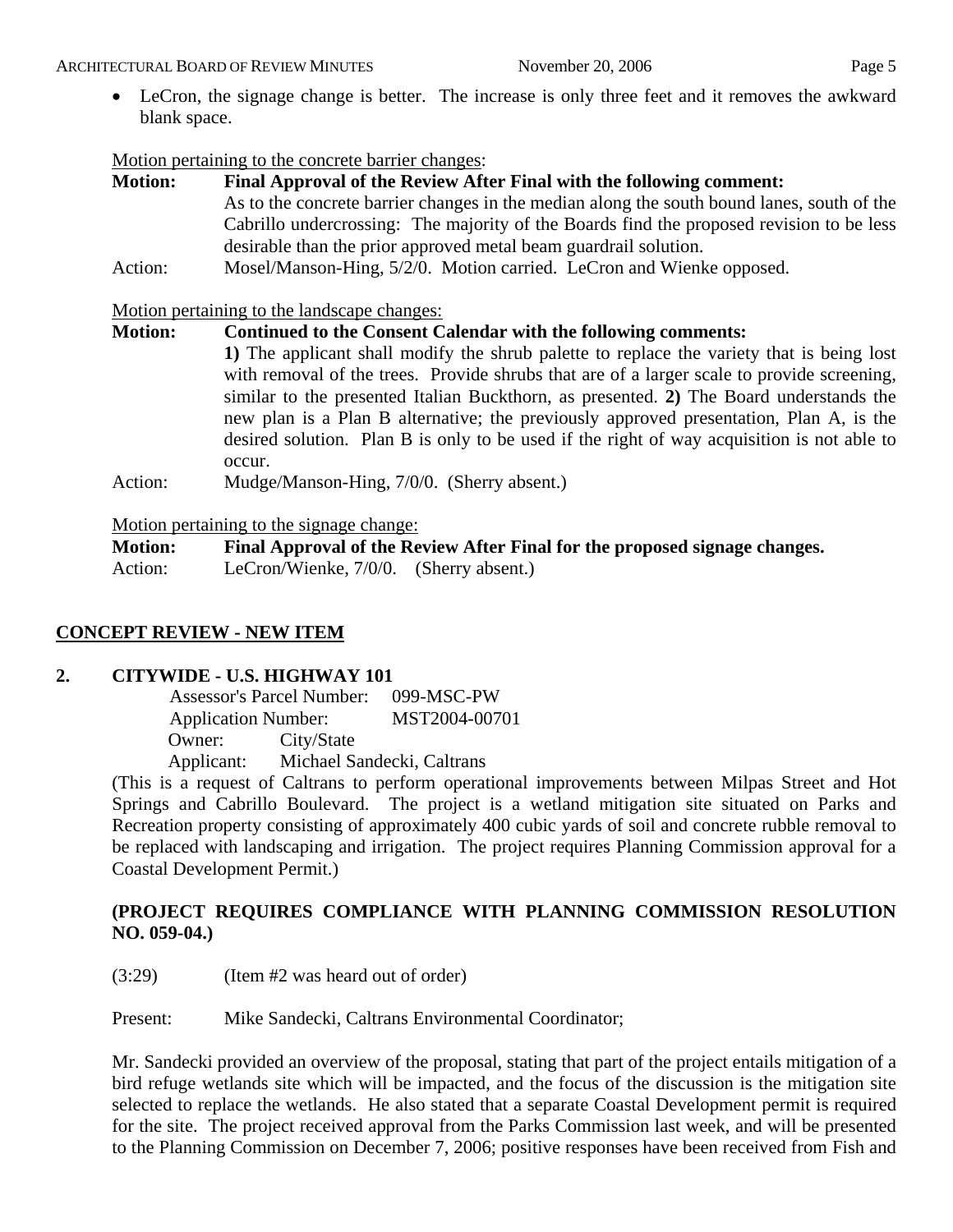- LeCron, the signage change is better. The increase is only three feet and it removes the awkward blank space.

Motion pertaining to the concrete barrier changes:

**Motion:** **Final Approval of the Review After Final with the following comment:** As to the concrete barrier changes in the median along the south bound lanes, south of the Cabrillo undercrossing: The majority of the Boards find the proposed revision to be less desirable than the prior approved metal beam guardrail solution.

Action: Mosel/Manson-Hing, 5/2/0. Motion carried. LeCron and Wienke opposed.

Motion pertaining to the landscape changes:

**Motion:** **Continued to the Consent Calendar with the following comments:** **1)** The applicant shall modify the shrub palette to replace the variety that is being lost with removal of the trees. Provide shrubs that are of a larger scale to provide screening, similar to the presented Italian Buckthorn, as presented. **2)** The Board understands the new plan is a Plan B alternative; the previously approved presentation, Plan A, is the desired solution. Plan B is only to be used if the right of way acquisition is not able to occur.

Action: Mudge/Manson-Hing, 7/0/0. (Sherry absent.)

Motion pertaining to the signage change:

**Motion:** **Final Approval of the Review After Final for the proposed signage changes.**

Action: LeCron/Wienke, 7/0/0. (Sherry absent.)

## CONCEPT REVIEW - NEW ITEM

### 2. CITYWIDE - U.S. HIGHWAY 101

Assessor's Parcel Number: 099-MSC-PW
Application Number: MST2004-00701
Owner: City/State
Applicant: Michael Sandecki, Caltrans

(This is a request of Caltrans to perform operational improvements between Milpas Street and Hot Springs and Cabrillo Boulevard. The project is a wetland mitigation site situated on Parks and Recreation property consisting of approximately 400 cubic yards of soil and concrete rubble removal to be replaced with landscaping and irrigation. The project requires Planning Commission approval for a Coastal Development Permit.)

**(PROJECT REQUIRES COMPLIANCE WITH PLANNING COMMISSION RESOLUTION NO. 059-04.)**

(3:29) (Item #2 was heard out of order)

Present: Mike Sandecki, Caltrans Environmental Coordinator;

Mr. Sandecki provided an overview of the proposal, stating that part of the project entails mitigation of a bird refuge wetlands site which will be impacted, and the focus of the discussion is the mitigation site selected to replace the wetlands. He also stated that a separate Coastal Development permit is required for the site. The project received approval from the Parks Commission last week, and will be presented to the Planning Commission on December 7, 2006; positive responses have been received from Fish and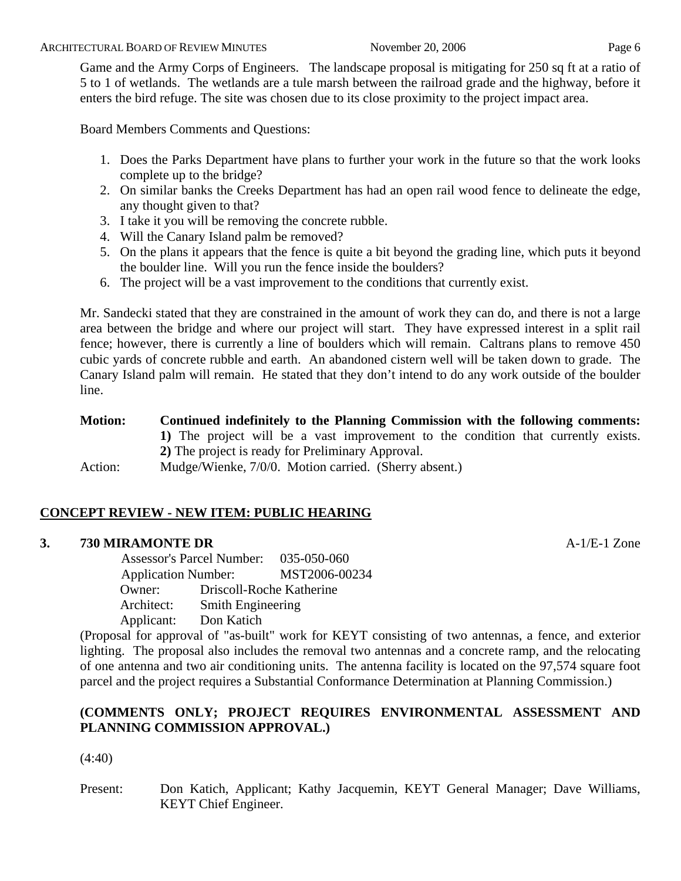Game and the Army Corps of Engineers. The landscape proposal is mitigating for 250 sq ft at a ratio of 5 to 1 of wetlands. The wetlands are a tule marsh between the railroad grade and the highway, before it enters the bird refuge. The site was chosen due to its close proximity to the project impact area.

Board Members Comments and Questions:

1. Does the Parks Department have plans to further your work in the future so that the work looks complete up to the bridge?
2. On similar banks the Creeks Department has had an open rail wood fence to delineate the edge, any thought given to that?
3. I take it you will be removing the concrete rubble.
4. Will the Canary Island palm be removed?
5. On the plans it appears that the fence is quite a bit beyond the grading line, which puts it beyond the boulder line. Will you run the fence inside the boulders?
6. The project will be a vast improvement to the conditions that currently exist.

Mr. Sandecki stated that they are constrained in the amount of work they can do, and there is not a large area between the bridge and where our project will start. They have expressed interest in a split rail fence; however, there is currently a line of boulders which will remain. Caltrans plans to remove 450 cubic yards of concrete rubble and earth. An abandoned cistern well will be taken down to grade. The Canary Island palm will remain. He stated that they don't intend to do any work outside of the boulder line.

**Motion:** **Continued indefinitely to the Planning Commission with the following comments: 1)** The project will be a vast improvement to the condition that currently exists. **2)** The project is ready for Preliminary Approval.

Action: Mudge/Wienke, 7/0/0. Motion carried. (Sherry absent.)

## CONCEPT REVIEW - NEW ITEM: PUBLIC HEARING

### 3. 730 MIRAMONTE DR — A-1/E-1 Zone

Assessor's Parcel Number: 035-050-060
Application Number: MST2006-00234
Owner: Driscoll-Roche Katherine
Architect: Smith Engineering
Applicant: Don Katich

(Proposal for approval of "as-built" work for KEYT consisting of two antennas, a fence, and exterior lighting. The proposal also includes the removal two antennas and a concrete ramp, and the relocating of one antenna and two air conditioning units. The antenna facility is located on the 97,574 square foot parcel and the project requires a Substantial Conformance Determination at Planning Commission.)

**(COMMENTS ONLY; PROJECT REQUIRES ENVIRONMENTAL ASSESSMENT AND PLANNING COMMISSION APPROVAL.)**

(4:40)

Present: Don Katich, Applicant; Kathy Jacquemin, KEYT General Manager; Dave Williams, KEYT Chief Engineer.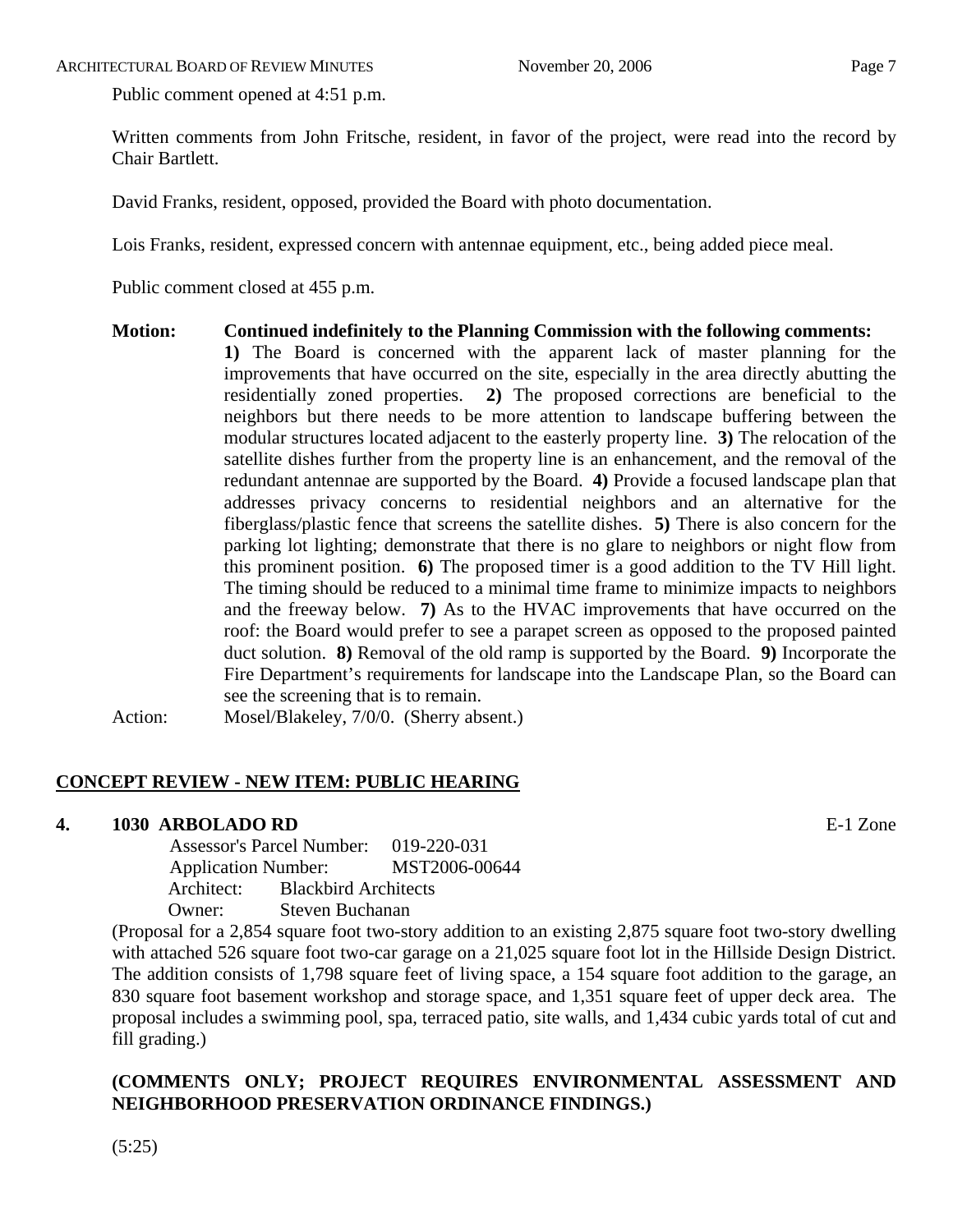Public comment opened at 4:51 p.m.

Written comments from John Fritsche, resident, in favor of the project, were read into the record by Chair Bartlett.

David Franks, resident, opposed, provided the Board with photo documentation.

Lois Franks, resident, expressed concern with antennae equipment, etc., being added piece meal.

Public comment closed at 455 p.m.

**Motion: Continued indefinitely to the Planning Commission with the following comments:** **1)** The Board is concerned with the apparent lack of master planning for the improvements that have occurred on the site, especially in the area directly abutting the residentially zoned properties. **2)** The proposed corrections are beneficial to the neighbors but there needs to be more attention to landscape buffering between the modular structures located adjacent to the easterly property line. **3)** The relocation of the satellite dishes further from the property line is an enhancement, and the removal of the redundant antennae are supported by the Board. **4)** Provide a focused landscape plan that addresses privacy concerns to residential neighbors and an alternative for the fiberglass/plastic fence that screens the satellite dishes. **5)** There is also concern for the parking lot lighting; demonstrate that there is no glare to neighbors or night flow from this prominent position. **6)** The proposed timer is a good addition to the TV Hill light. The timing should be reduced to a minimal time frame to minimize impacts to neighbors and the freeway below. **7)** As to the HVAC improvements that have occurred on the roof: the Board would prefer to see a parapet screen as opposed to the proposed painted duct solution. **8)** Removal of the old ramp is supported by the Board. **9)** Incorporate the Fire Department's requirements for landscape into the Landscape Plan, so the Board can see the screening that is to remain.

Action: Mosel/Blakeley, 7/0/0. (Sherry absent.)

## CONCEPT REVIEW - NEW ITEM: PUBLIC HEARING

### 4. 1030 ARBOLADO RD — E-1 Zone

Assessor's Parcel Number: 019-220-031
Application Number: MST2006-00644
Architect: Blackbird Architects
Owner: Steven Buchanan

(Proposal for a 2,854 square foot two-story addition to an existing 2,875 square foot two-story dwelling with attached 526 square foot two-car garage on a 21,025 square foot lot in the Hillside Design District. The addition consists of 1,798 square feet of living space, a 154 square foot addition to the garage, an 830 square foot basement workshop and storage space, and 1,351 square feet of upper deck area. The proposal includes a swimming pool, spa, terraced patio, site walls, and 1,434 cubic yards total of cut and fill grading.)

**(COMMENTS ONLY; PROJECT REQUIRES ENVIRONMENTAL ASSESSMENT AND NEIGHBORHOOD PRESERVATION ORDINANCE FINDINGS.)**

(5:25)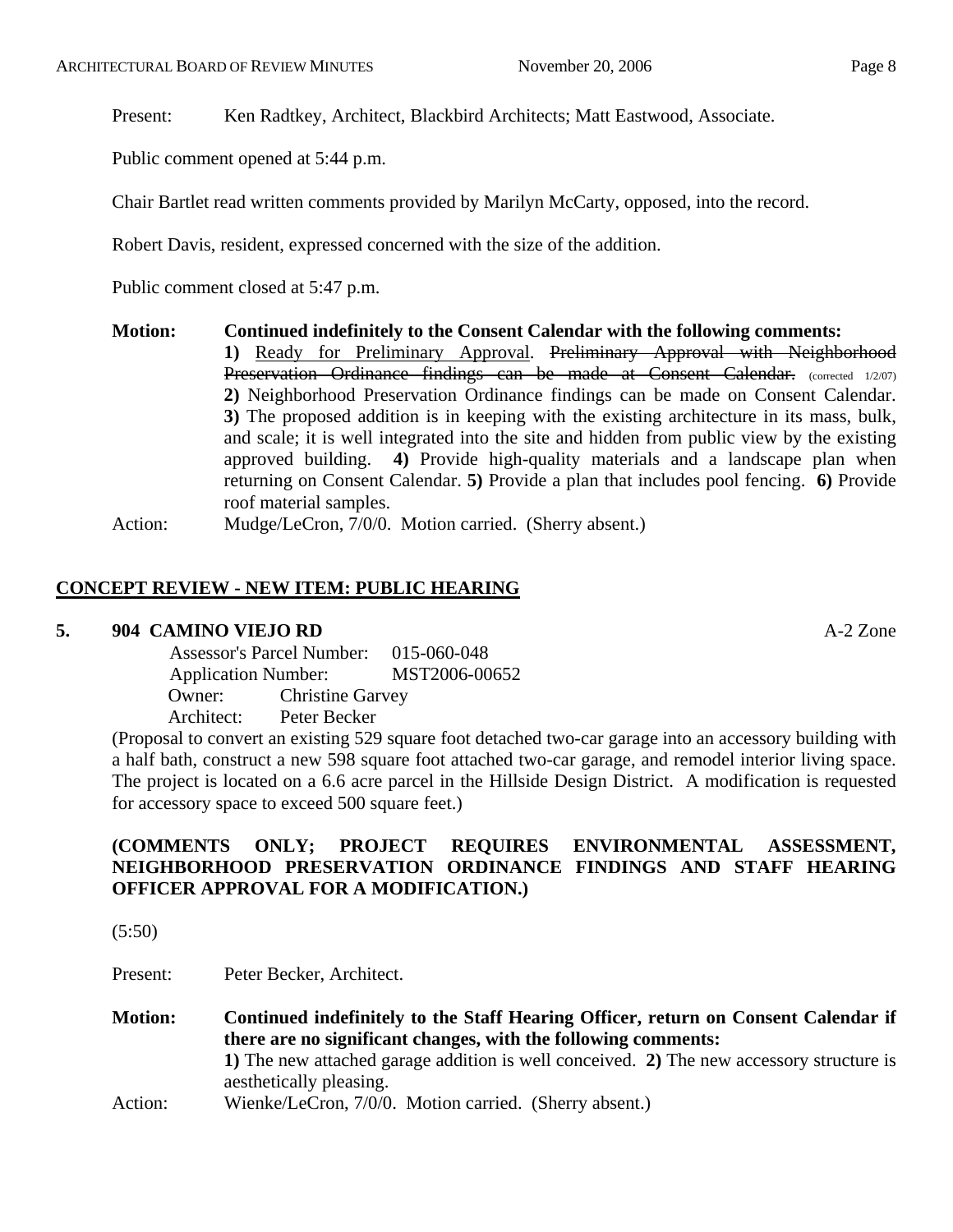Present: Ken Radtkey, Architect, Blackbird Architects; Matt Eastwood, Associate.

Public comment opened at 5:44 p.m.

Chair Bartlet read written comments provided by Marilyn McCarty, opposed, into the record.

Robert Davis, resident, expressed concerned with the size of the addition.

Public comment closed at 5:47 p.m.

**Motion:** **Continued indefinitely to the Consent Calendar with the following comments:**
**1)** Ready for Preliminary Approval. ~~Preliminary Approval with Neighborhood Preservation Ordinance findings can be made at Consent Calendar.~~ (corrected 1/2/07) **2)** Neighborhood Preservation Ordinance findings can be made on Consent Calendar. **3)** The proposed addition is in keeping with the existing architecture in its mass, bulk, and scale; it is well integrated into the site and hidden from public view by the existing approved building. **4)** Provide high-quality materials and a landscape plan when returning on Consent Calendar. **5)** Provide a plan that includes pool fencing. **6)** Provide roof material samples.

Action: Mudge/LeCron, 7/0/0. Motion carried. (Sherry absent.)

## CONCEPT REVIEW - NEW ITEM: PUBLIC HEARING

### 5. 904 CAMINO VIEJO RD — A-2 Zone

Assessor's Parcel Number: 015-060-048
Application Number: MST2006-00652
Owner: Christine Garvey
Architect: Peter Becker

(Proposal to convert an existing 529 square foot detached two-car garage into an accessory building with a half bath, construct a new 598 square foot attached two-car garage, and remodel interior living space. The project is located on a 6.6 acre parcel in the Hillside Design District. A modification is requested for accessory space to exceed 500 square feet.)

**(COMMENTS ONLY; PROJECT REQUIRES ENVIRONMENTAL ASSESSMENT, NEIGHBORHOOD PRESERVATION ORDINANCE FINDINGS AND STAFF HEARING OFFICER APPROVAL FOR A MODIFICATION.)**

(5:50)

Present: Peter Becker, Architect.

**Motion:** **Continued indefinitely to the Staff Hearing Officer, return on Consent Calendar if there are no significant changes, with the following comments:**
**1)** The new attached garage addition is well conceived. **2)** The new accessory structure is aesthetically pleasing.

Action: Wienke/LeCron, 7/0/0. Motion carried. (Sherry absent.)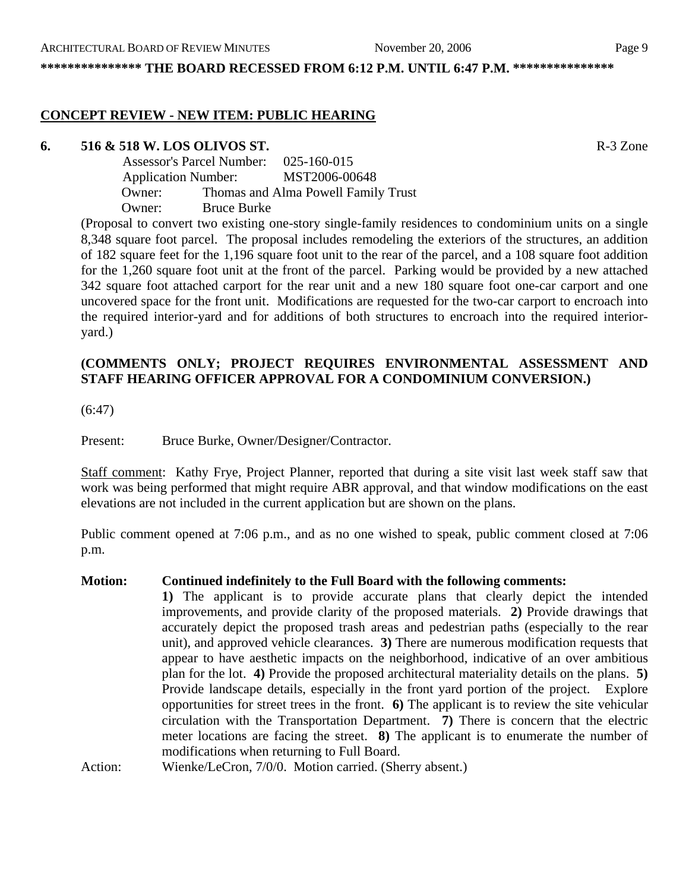**\*\*\*\*\*\*\*\*\*\*\*\*\*\*\* THE BOARD RECESSED FROM 6:12 P.M. UNTIL 6:47 P.M. \*\*\*\*\*\*\*\*\*\*\*\*\*\*\***

## CONCEPT REVIEW - NEW ITEM: PUBLIC HEARING

**6. 516 & 518 W. LOS OLIVOS ST.** R-3 Zone

Assessor's Parcel Number: 025-160-015
Application Number: MST2006-00648
Owner: Thomas and Alma Powell Family Trust
Owner: Bruce Burke

(Proposal to convert two existing one-story single-family residences to condominium units on a single 8,348 square foot parcel. The proposal includes remodeling the exteriors of the structures, an addition of 182 square feet for the 1,196 square foot unit to the rear of the parcel, and a 108 square foot addition for the 1,260 square foot unit at the front of the parcel. Parking would be provided by a new attached 342 square foot attached carport for the rear unit and a new 180 square foot one-car carport and one uncovered space for the front unit. Modifications are requested for the two-car carport to encroach into the required interior-yard and for additions of both structures to encroach into the required interior-yard.)

**(COMMENTS ONLY; PROJECT REQUIRES ENVIRONMENTAL ASSESSMENT AND STAFF HEARING OFFICER APPROVAL FOR A CONDOMINIUM CONVERSION.)**

(6:47)

Present: Bruce Burke, Owner/Designer/Contractor.

Staff comment: Kathy Frye, Project Planner, reported that during a site visit last week staff saw that work was being performed that might require ABR approval, and that window modifications on the east elevations are not included in the current application but are shown on the plans.

Public comment opened at 7:06 p.m., and as no one wished to speak, public comment closed at 7:06 p.m.

**Motion: Continued indefinitely to the Full Board with the following comments:**
**1)** The applicant is to provide accurate plans that clearly depict the intended improvements, and provide clarity of the proposed materials. **2)** Provide drawings that accurately depict the proposed trash areas and pedestrian paths (especially to the rear unit), and approved vehicle clearances. **3)** There are numerous modification requests that appear to have aesthetic impacts on the neighborhood, indicative of an over ambitious plan for the lot. **4)** Provide the proposed architectural materiality details on the plans. **5)** Provide landscape details, especially in the front yard portion of the project. Explore opportunities for street trees in the front. **6)** The applicant is to review the site vehicular circulation with the Transportation Department. **7)** There is concern that the electric meter locations are facing the street. **8)** The applicant is to enumerate the number of modifications when returning to Full Board.

Action: Wienke/LeCron, 7/0/0. Motion carried. (Sherry absent.)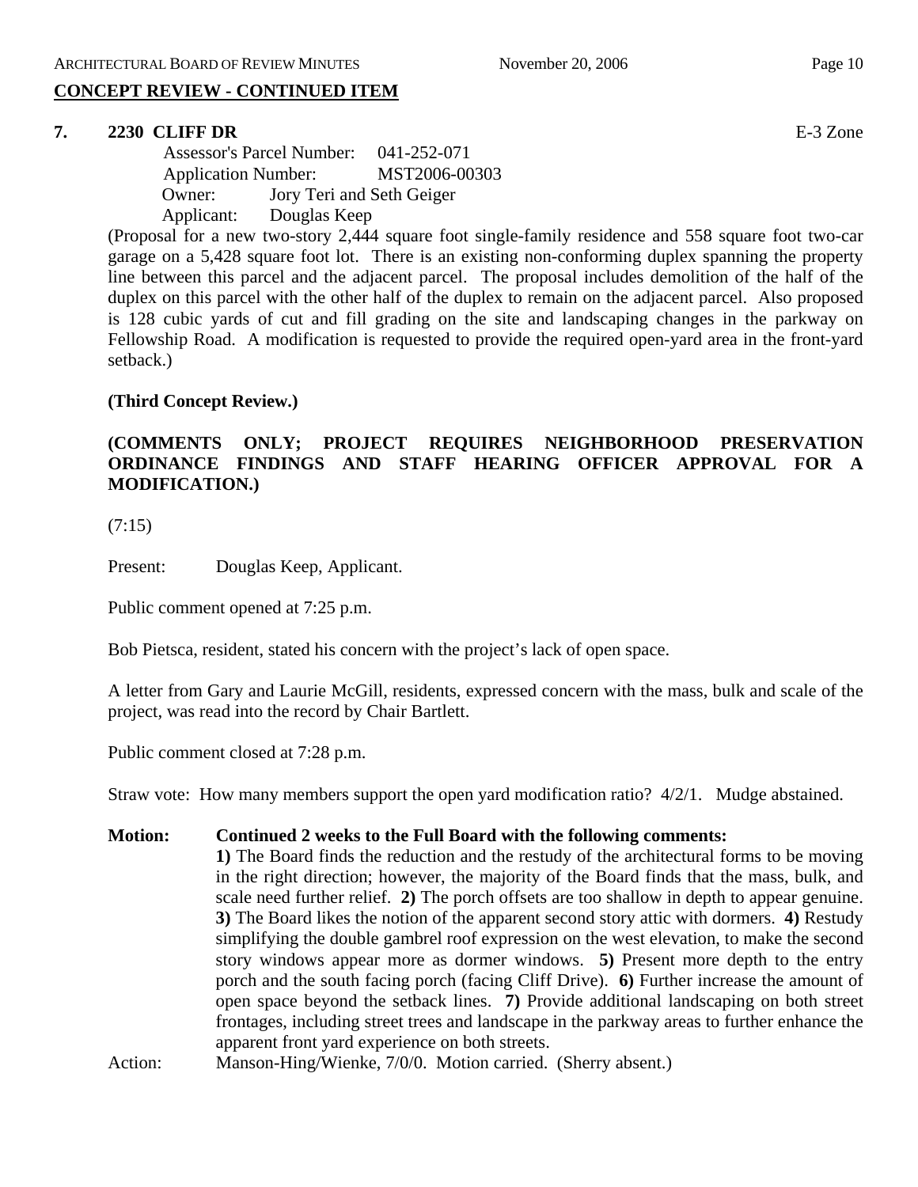## CONCEPT REVIEW - CONTINUED ITEM

**7. 2230 CLIFF DR** E-3 Zone

Assessor's Parcel Number: 041-252-071
Application Number: MST2006-00303
Owner: Jory Teri and Seth Geiger
Applicant: Douglas Keep

(Proposal for a new two-story 2,444 square foot single-family residence and 558 square foot two-car garage on a 5,428 square foot lot. There is an existing non-conforming duplex spanning the property line between this parcel and the adjacent parcel. The proposal includes demolition of the half of the duplex on this parcel with the other half of the duplex to remain on the adjacent parcel. Also proposed is 128 cubic yards of cut and fill grading on the site and landscaping changes in the parkway on Fellowship Road. A modification is requested to provide the required open-yard area in the front-yard setback.)

**(Third Concept Review.)**

**(COMMENTS ONLY; PROJECT REQUIRES NEIGHBORHOOD PRESERVATION ORDINANCE FINDINGS AND STAFF HEARING OFFICER APPROVAL FOR A MODIFICATION.)**

(7:15)

Present: Douglas Keep, Applicant.

Public comment opened at 7:25 p.m.

Bob Pietsca, resident, stated his concern with the project's lack of open space.

A letter from Gary and Laurie McGill, residents, expressed concern with the mass, bulk and scale of the project, was read into the record by Chair Bartlett.

Public comment closed at 7:28 p.m.

Straw vote: How many members support the open yard modification ratio? 4/2/1. Mudge abstained.

**Motion: Continued 2 weeks to the Full Board with the following comments:**
**1)** The Board finds the reduction and the restudy of the architectural forms to be moving in the right direction; however, the majority of the Board finds that the mass, bulk, and scale need further relief. **2)** The porch offsets are too shallow in depth to appear genuine. **3)** The Board likes the notion of the apparent second story attic with dormers. **4)** Restudy simplifying the double gambrel roof expression on the west elevation, to make the second story windows appear more as dormer windows. **5)** Present more depth to the entry porch and the south facing porch (facing Cliff Drive). **6)** Further increase the amount of open space beyond the setback lines. **7)** Provide additional landscaping on both street frontages, including street trees and landscape in the parkway areas to further enhance the apparent front yard experience on both streets.

Action: Manson-Hing/Wienke, 7/0/0. Motion carried. (Sherry absent.)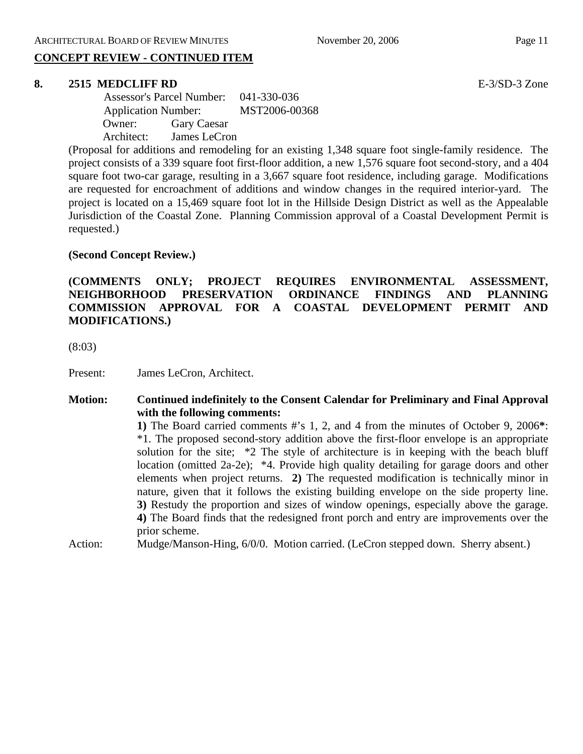## CONCEPT REVIEW - CONTINUED ITEM

**8. 2515 MEDCLIFF RD** E-3/SD-3 Zone

Assessor's Parcel Number: 041-330-036
Application Number: MST2006-00368
Owner: Gary Caesar
Architect: James LeCron

(Proposal for additions and remodeling for an existing 1,348 square foot single-family residence. The project consists of a 339 square foot first-floor addition, a new 1,576 square foot second-story, and a 404 square foot two-car garage, resulting in a 3,667 square foot residence, including garage. Modifications are requested for encroachment of additions and window changes in the required interior-yard. The project is located on a 15,469 square foot lot in the Hillside Design District as well as the Appealable Jurisdiction of the Coastal Zone. Planning Commission approval of a Coastal Development Permit is requested.)

**(Second Concept Review.)**

**(COMMENTS ONLY; PROJECT REQUIRES ENVIRONMENTAL ASSESSMENT, NEIGHBORHOOD PRESERVATION ORDINANCE FINDINGS AND PLANNING COMMISSION APPROVAL FOR A COASTAL DEVELOPMENT PERMIT AND MODIFICATIONS.)**

(8:03)

Present: James LeCron, Architect.

**Motion: Continued indefinitely to the Consent Calendar for Preliminary and Final Approval with the following comments:**
**1)** The Board carried comments #'s 1, 2, and 4 from the minutes of October 9, 2006**\***: \*1. The proposed second-story addition above the first-floor envelope is an appropriate solution for the site; \*2 The style of architecture is in keeping with the beach bluff location (omitted 2a-2e); \*4. Provide high quality detailing for garage doors and other elements when project returns. **2)** The requested modification is technically minor in nature, given that it follows the existing building envelope on the side property line. **3)** Restudy the proportion and sizes of window openings, especially above the garage. **4)** The Board finds that the redesigned front porch and entry are improvements over the prior scheme.

Action: Mudge/Manson-Hing, 6/0/0. Motion carried. (LeCron stepped down. Sherry absent.)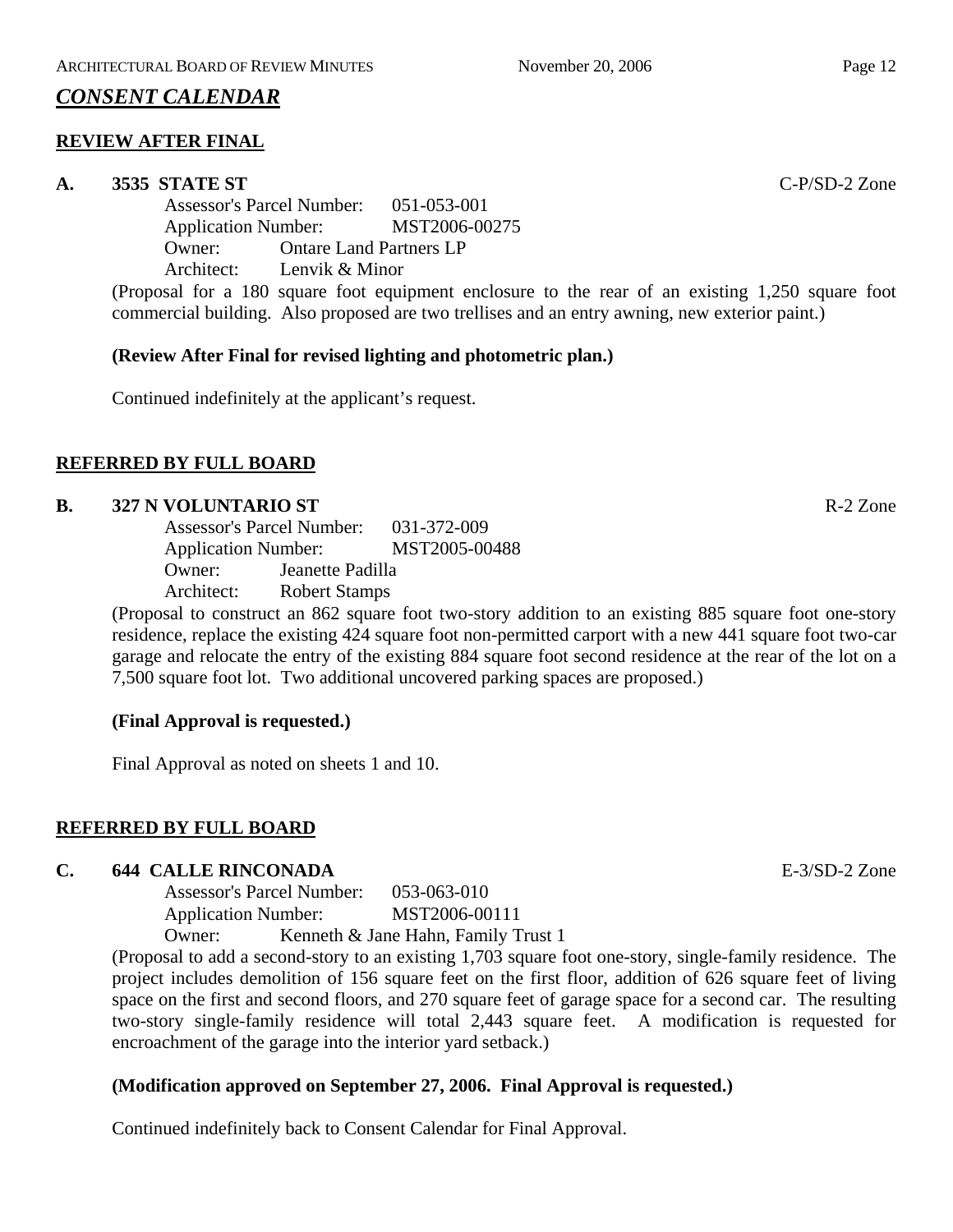## *CONSENT CALENDAR*

### REVIEW AFTER FINAL

**A. 3535 STATE ST** C-P/SD-2 Zone

Assessor's Parcel Number: 051-053-001
Application Number: MST2006-00275
Owner: Ontare Land Partners LP
Architect: Lenvik & Minor

(Proposal for a 180 square foot equipment enclosure to the rear of an existing 1,250 square foot commercial building. Also proposed are two trellises and an entry awning, new exterior paint.)

**(Review After Final for revised lighting and photometric plan.)**

Continued indefinitely at the applicant's request.

### REFERRED BY FULL BOARD

**B. 327 N VOLUNTARIO ST** R-2 Zone

Assessor's Parcel Number: 031-372-009
Application Number: MST2005-00488
Owner: Jeanette Padilla
Architect: Robert Stamps

(Proposal to construct an 862 square foot two-story addition to an existing 885 square foot one-story residence, replace the existing 424 square foot non-permitted carport with a new 441 square foot two-car garage and relocate the entry of the existing 884 square foot second residence at the rear of the lot on a 7,500 square foot lot. Two additional uncovered parking spaces are proposed.)

**(Final Approval is requested.)**

Final Approval as noted on sheets 1 and 10.

### REFERRED BY FULL BOARD

**C. 644 CALLE RINCONADA** E-3/SD-2 Zone

Assessor's Parcel Number: 053-063-010
Application Number: MST2006-00111
Owner: Kenneth & Jane Hahn, Family Trust 1

(Proposal to add a second-story to an existing 1,703 square foot one-story, single-family residence. The project includes demolition of 156 square feet on the first floor, addition of 626 square feet of living space on the first and second floors, and 270 square feet of garage space for a second car. The resulting two-story single-family residence will total 2,443 square feet. A modification is requested for encroachment of the garage into the interior yard setback.)

**(Modification approved on September 27, 2006. Final Approval is requested.)**

Continued indefinitely back to Consent Calendar for Final Approval.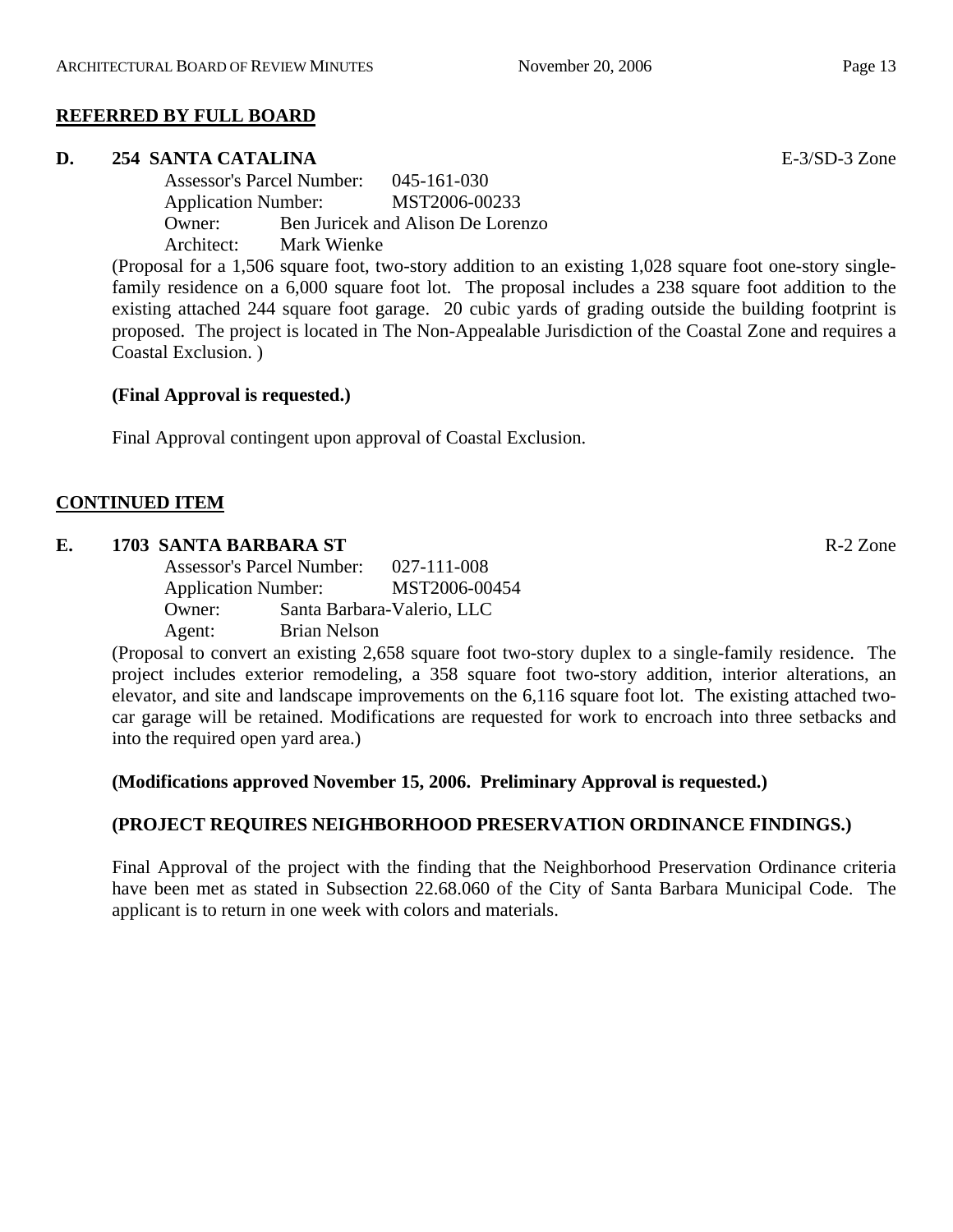## REFERRED BY FULL BOARD

**D. 254 SANTA CATALINA** E-3/SD-3 Zone

Assessor's Parcel Number: 045-161-030
Application Number: MST2006-00233
Owner: Ben Juricek and Alison De Lorenzo
Architect: Mark Wienke

(Proposal for a 1,506 square foot, two-story addition to an existing 1,028 square foot one-story single-family residence on a 6,000 square foot lot. The proposal includes a 238 square foot addition to the existing attached 244 square foot garage. 20 cubic yards of grading outside the building footprint is proposed. The project is located in The Non-Appealable Jurisdiction of the Coastal Zone and requires a Coastal Exclusion. )

**(Final Approval is requested.)**

Final Approval contingent upon approval of Coastal Exclusion.

## CONTINUED ITEM

**E. 1703 SANTA BARBARA ST** R-2 Zone

Assessor's Parcel Number: 027-111-008
Application Number: MST2006-00454
Owner: Santa Barbara-Valerio, LLC
Agent: Brian Nelson

(Proposal to convert an existing 2,658 square foot two-story duplex to a single-family residence. The project includes exterior remodeling, a 358 square foot two-story addition, interior alterations, an elevator, and site and landscape improvements on the 6,116 square foot lot. The existing attached two-car garage will be retained. Modifications are requested for work to encroach into three setbacks and into the required open yard area.)

**(Modifications approved November 15, 2006. Preliminary Approval is requested.)**

**(PROJECT REQUIRES NEIGHBORHOOD PRESERVATION ORDINANCE FINDINGS.)**

Final Approval of the project with the finding that the Neighborhood Preservation Ordinance criteria have been met as stated in Subsection 22.68.060 of the City of Santa Barbara Municipal Code. The applicant is to return in one week with colors and materials.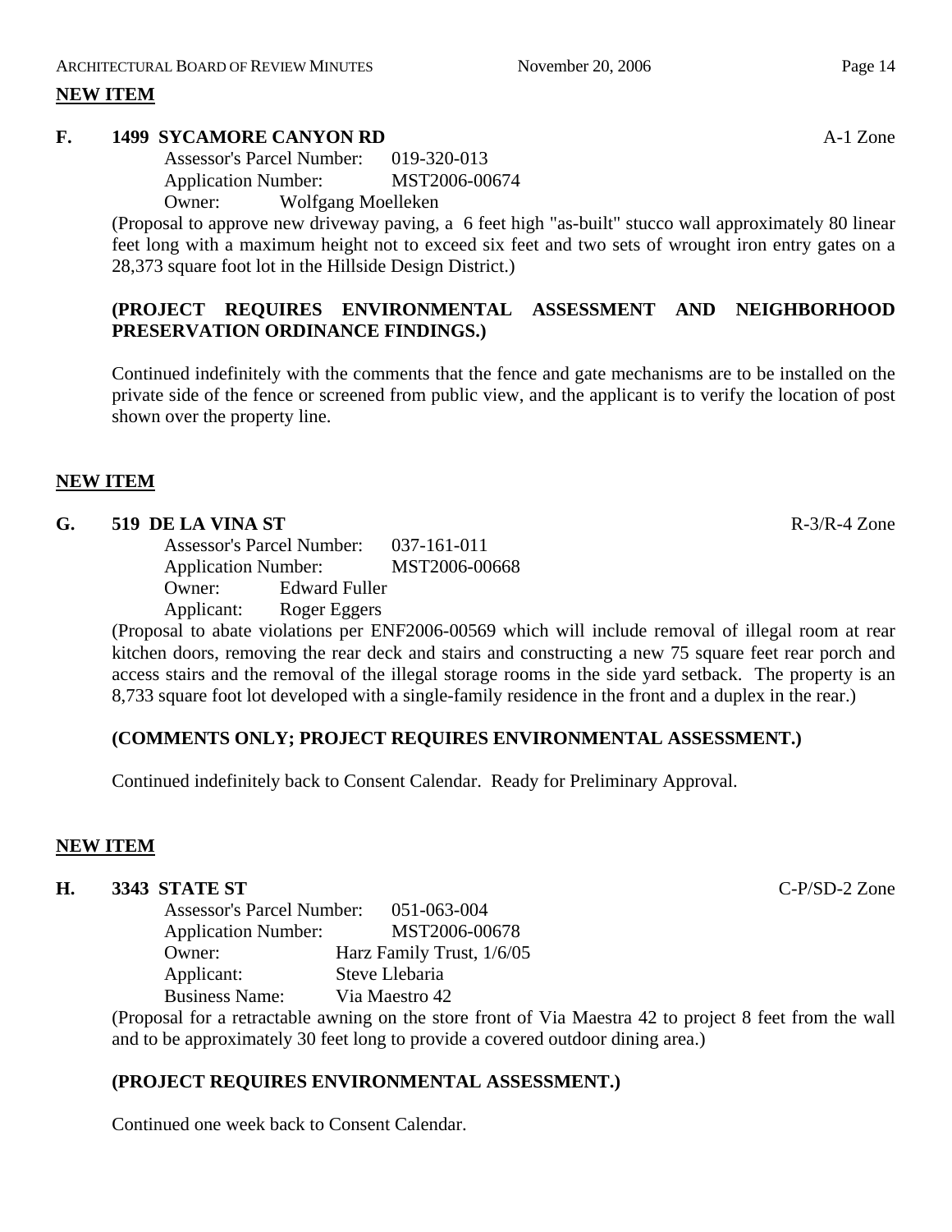**NEW ITEM**

**F. 1499 SYCAMORE CANYON RD** A-1 Zone

Assessor's Parcel Number: 019-320-013
Application Number: MST2006-00674
Owner: Wolfgang Moelleken

(Proposal to approve new driveway paving, a 6 feet high "as-built" stucco wall approximately 80 linear feet long with a maximum height not to exceed six feet and two sets of wrought iron entry gates on a 28,373 square foot lot in the Hillside Design District.)

**(PROJECT REQUIRES ENVIRONMENTAL ASSESSMENT AND NEIGHBORHOOD PRESERVATION ORDINANCE FINDINGS.)**

Continued indefinitely with the comments that the fence and gate mechanisms are to be installed on the private side of the fence or screened from public view, and the applicant is to verify the location of post shown over the property line.

**NEW ITEM**

**G. 519 DE LA VINA ST** R-3/R-4 Zone

Assessor's Parcel Number: 037-161-011
Application Number: MST2006-00668
Owner: Edward Fuller
Applicant: Roger Eggers

(Proposal to abate violations per ENF2006-00569 which will include removal of illegal room at rear kitchen doors, removing the rear deck and stairs and constructing a new 75 square feet rear porch and access stairs and the removal of the illegal storage rooms in the side yard setback. The property is an 8,733 square foot lot developed with a single-family residence in the front and a duplex in the rear.)

**(COMMENTS ONLY; PROJECT REQUIRES ENVIRONMENTAL ASSESSMENT.)**

Continued indefinitely back to Consent Calendar. Ready for Preliminary Approval.

**NEW ITEM**

**H. 3343 STATE ST** C-P/SD-2 Zone

Assessor's Parcel Number: 051-063-004
Application Number: MST2006-00678
Owner: Harz Family Trust, 1/6/05
Applicant: Steve Llebaria
Business Name: Via Maestro 42

(Proposal for a retractable awning on the store front of Via Maestra 42 to project 8 feet from the wall and to be approximately 30 feet long to provide a covered outdoor dining area.)

**(PROJECT REQUIRES ENVIRONMENTAL ASSESSMENT.)**

Continued one week back to Consent Calendar.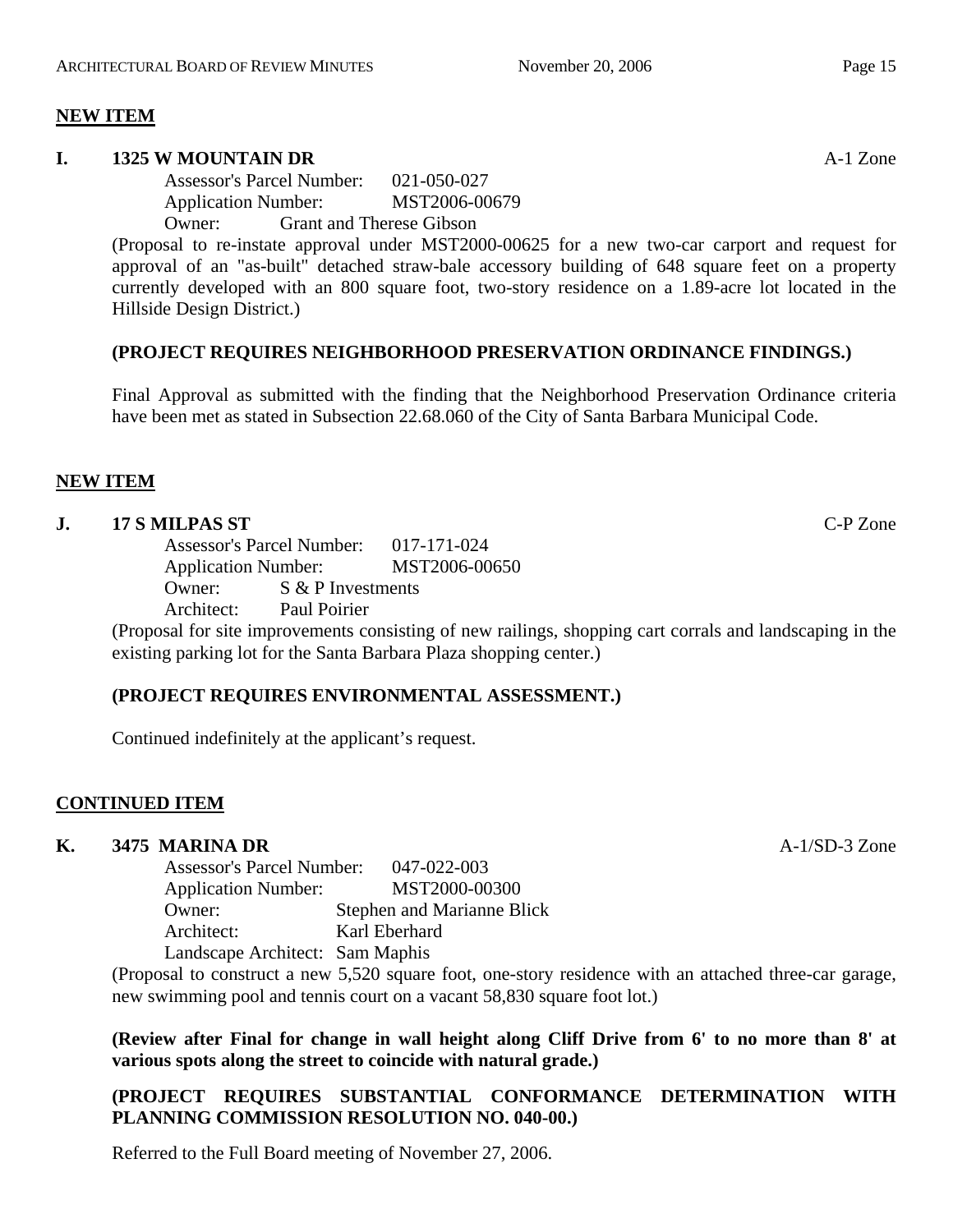**NEW ITEM**

**I. 1325 W MOUNTAIN DR** A-1 Zone

Assessor's Parcel Number: 021-050-027
Application Number: MST2006-00679
Owner: Grant and Therese Gibson

(Proposal to re-instate approval under MST2000-00625 for a new two-car carport and request for approval of an "as-built" detached straw-bale accessory building of 648 square feet on a property currently developed with an 800 square foot, two-story residence on a 1.89-acre lot located in the Hillside Design District.)

**(PROJECT REQUIRES NEIGHBORHOOD PRESERVATION ORDINANCE FINDINGS.)**

Final Approval as submitted with the finding that the Neighborhood Preservation Ordinance criteria have been met as stated in Subsection 22.68.060 of the City of Santa Barbara Municipal Code.

**NEW ITEM**

**J. 17 S MILPAS ST** C-P Zone

Assessor's Parcel Number: 017-171-024
Application Number: MST2006-00650
Owner: S & P Investments
Architect: Paul Poirier

(Proposal for site improvements consisting of new railings, shopping cart corrals and landscaping in the existing parking lot for the Santa Barbara Plaza shopping center.)

**(PROJECT REQUIRES ENVIRONMENTAL ASSESSMENT.)**

Continued indefinitely at the applicant's request.

**CONTINUED ITEM**

**K. 3475 MARINA DR** A-1/SD-3 Zone

Assessor's Parcel Number: 047-022-003
Application Number: MST2000-00300
Owner: Stephen and Marianne Blick
Architect: Karl Eberhard
Landscape Architect: Sam Maphis

(Proposal to construct a new 5,520 square foot, one-story residence with an attached three-car garage, new swimming pool and tennis court on a vacant 58,830 square foot lot.)

**(Review after Final for change in wall height along Cliff Drive from 6' to no more than 8' at various spots along the street to coincide with natural grade.)**

**(PROJECT REQUIRES SUBSTANTIAL CONFORMANCE DETERMINATION WITH PLANNING COMMISSION RESOLUTION NO. 040-00.)**

Referred to the Full Board meeting of November 27, 2006.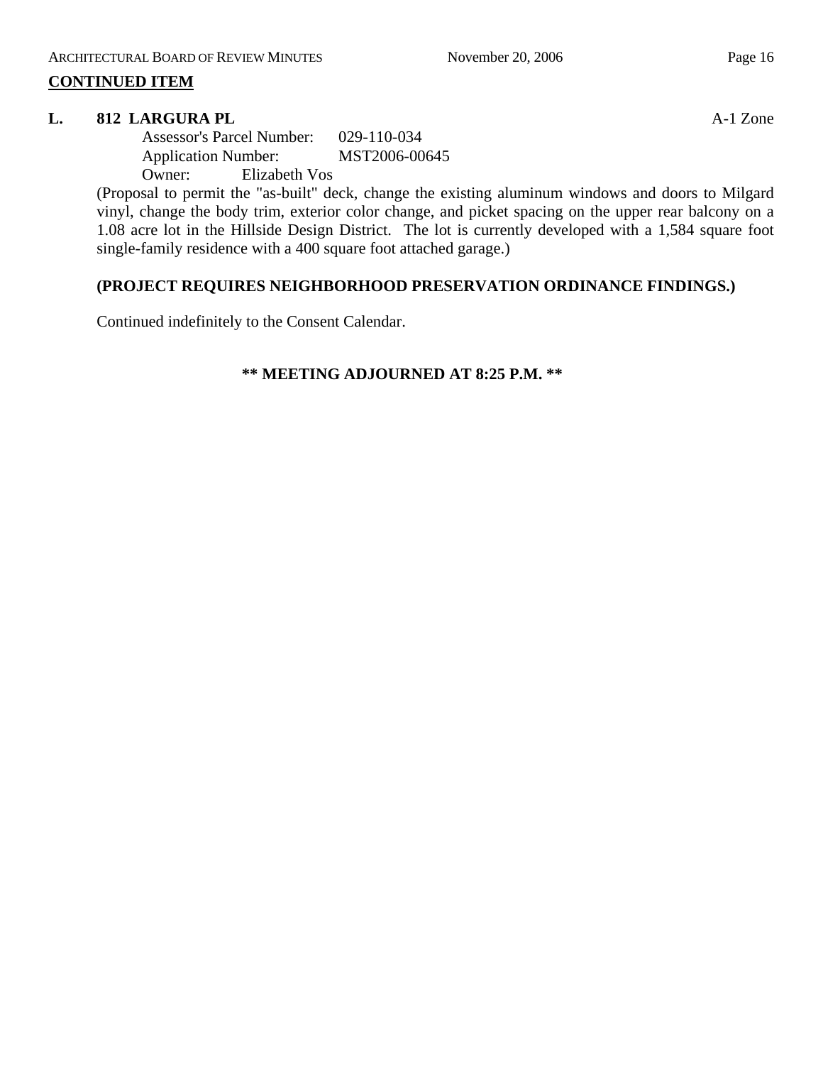## CONTINUED ITEM

**L. 812 LARGURA PL** A-1 Zone

Assessor's Parcel Number: 029-110-034
Application Number: MST2006-00645
Owner: Elizabeth Vos

(Proposal to permit the "as-built" deck, change the existing aluminum windows and doors to Milgard vinyl, change the body trim, exterior color change, and picket spacing on the upper rear balcony on a 1.08 acre lot in the Hillside Design District. The lot is currently developed with a 1,584 square foot single-family residence with a 400 square foot attached garage.)

**(PROJECT REQUIRES NEIGHBORHOOD PRESERVATION ORDINANCE FINDINGS.)**

Continued indefinitely to the Consent Calendar.

**\*\* MEETING ADJOURNED AT 8:25 P.M. \*\***